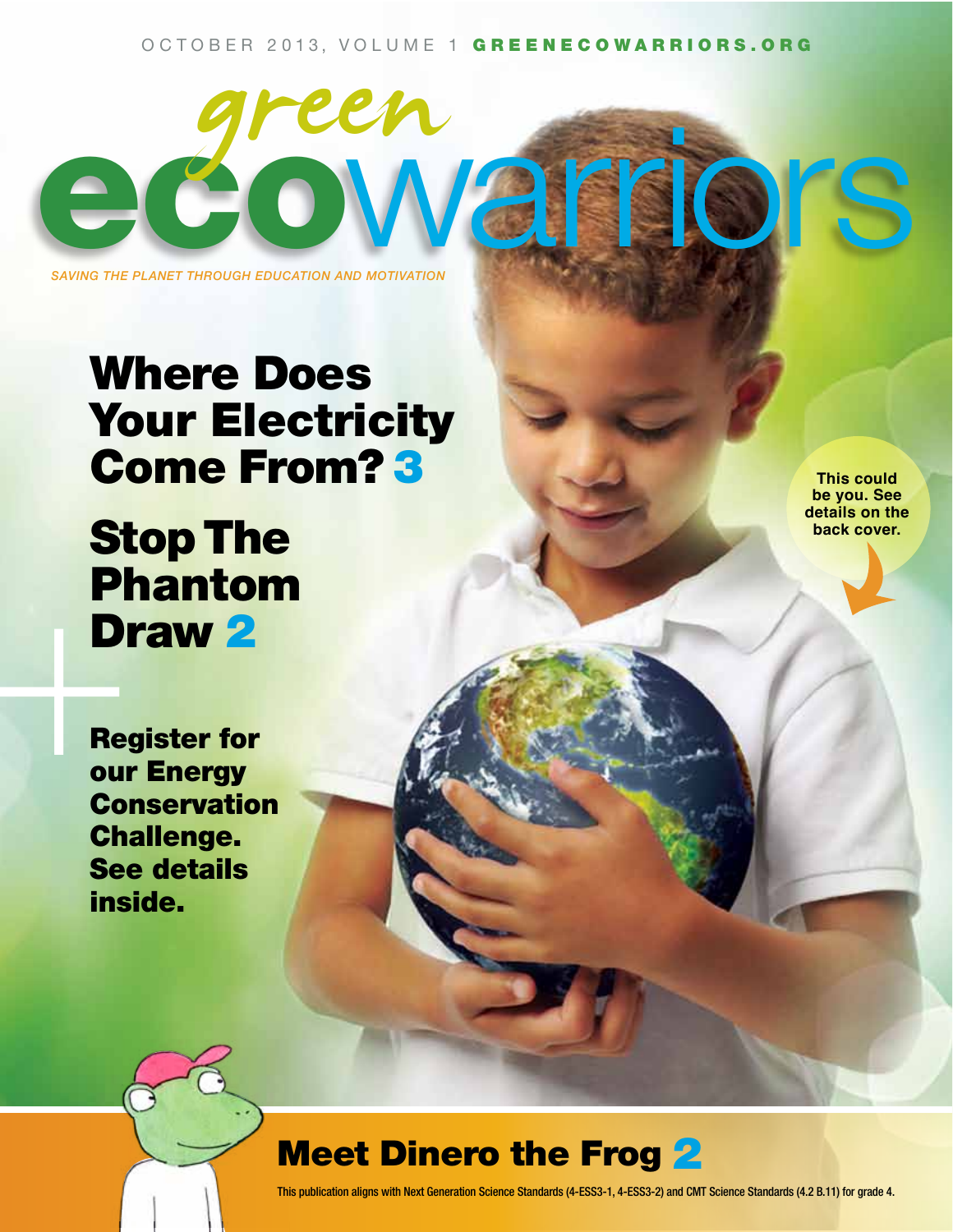OCTOBER 2013, VOLUME 1 **GREENECOWARRIORS.ORG**

# green ecowarriors

*SAVING THE PLANET THROUGH EDUCATION AND MOTIVATION*

## Where Does Your Electricity Come From? 3

## Stop The Phantom Draw 2

**Register for our Energy Conservation Challenge. See details inside.**

**This could be you. See details on the back cover.**

## Meet Dinero the Frog 2

This publication aligns with Next Generation Science Standards (4-ESS3-1, 4-ESS3-2) and CMT Science Standards (4.2 B.11) for grade 4.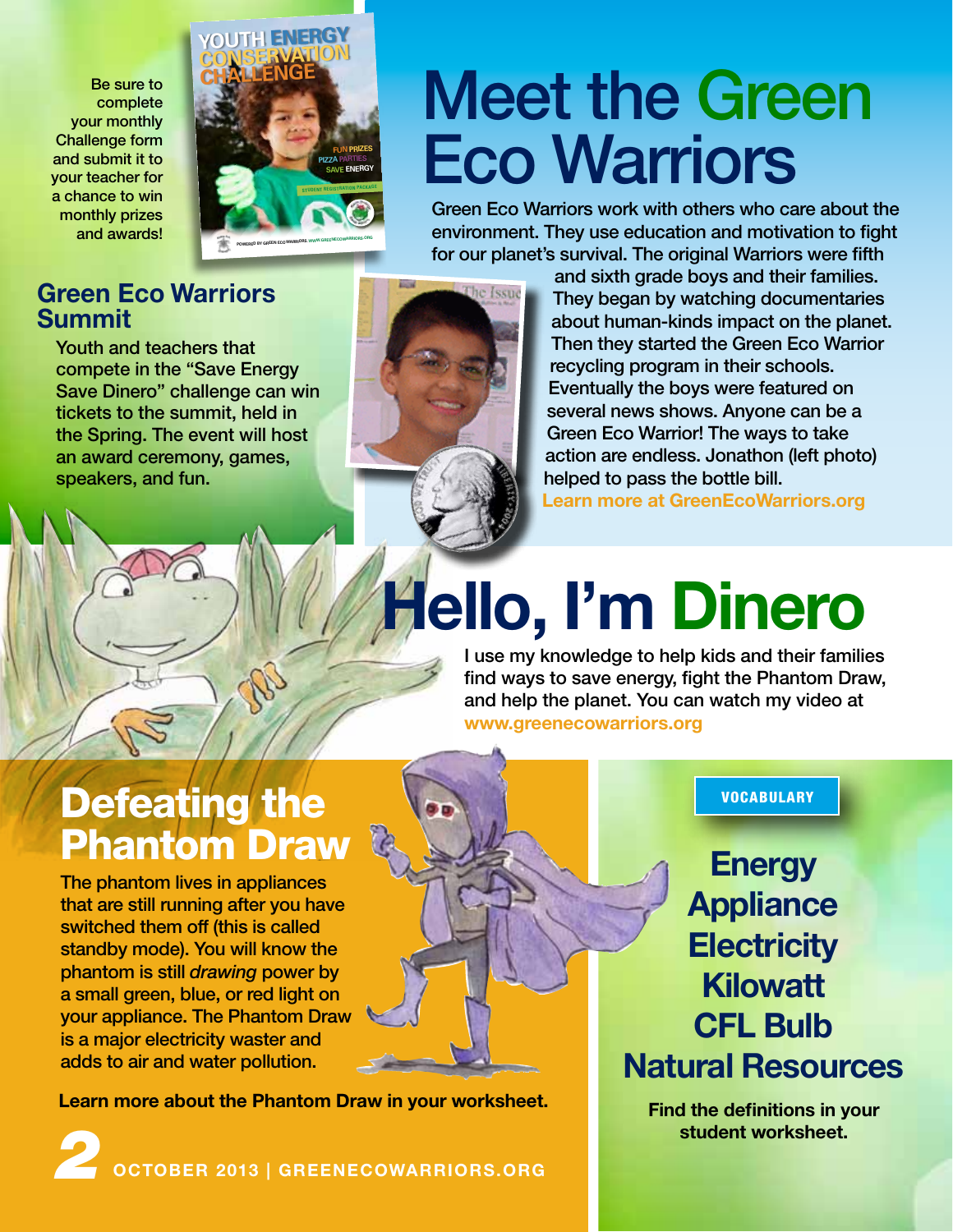Be sure to complete your monthly Challenge form and submit it to your teacher for a chance to win monthly prizes and awards!

# Meet the Green Eco Warriors

Green Eco Warriors work with others who care about the environment. They use education and motivation to fight for our planet's survival. The original Warriors were fifth and sixth grade boys and their families. They began by watching documentaries about human-kinds impact on the planet. Then they started the Green Eco Warrior recycling program in their schools. Eventually the boys were featured on several news shows. Anyone can be a Green Eco Warrior! The ways to take action are endless. Jonathon (left photo) helped to pass the bottle bill.

**Learn more at GreenEcoWarriors.org**

## Green Eco Warriors Summit

Youth and teachers that compete in the "Save Energy Save Dinero" challenge can win tickets to the summit, held in the Spring. The event will host an award ceremony, games, speakers, and fun.

# Hello, I'm Dinero

I use my knowledge to help kids and their families find ways to save energy, fight the Phantom Draw, and help the planet. You can watch my video at **www.greenecowarriors.org**

## Defeating the Phantom Draw

The phantom lives in appliances that are still running after you have switched them off (this is called standby mode). You will know the phantom is still *drawing* power by a small green, blue, or red light on your appliance. The Phantom Draw is a major electricity waster and adds to air and water pollution.

**Learn more about the Phantom Draw in your worksheet.**

## VOCABULARY

**Energy**
**Appliance**
**Electricity**
**Kilowatt**
**CFL Bulb**
**Natural Resources**

**Find the definitions in your student worksheet.**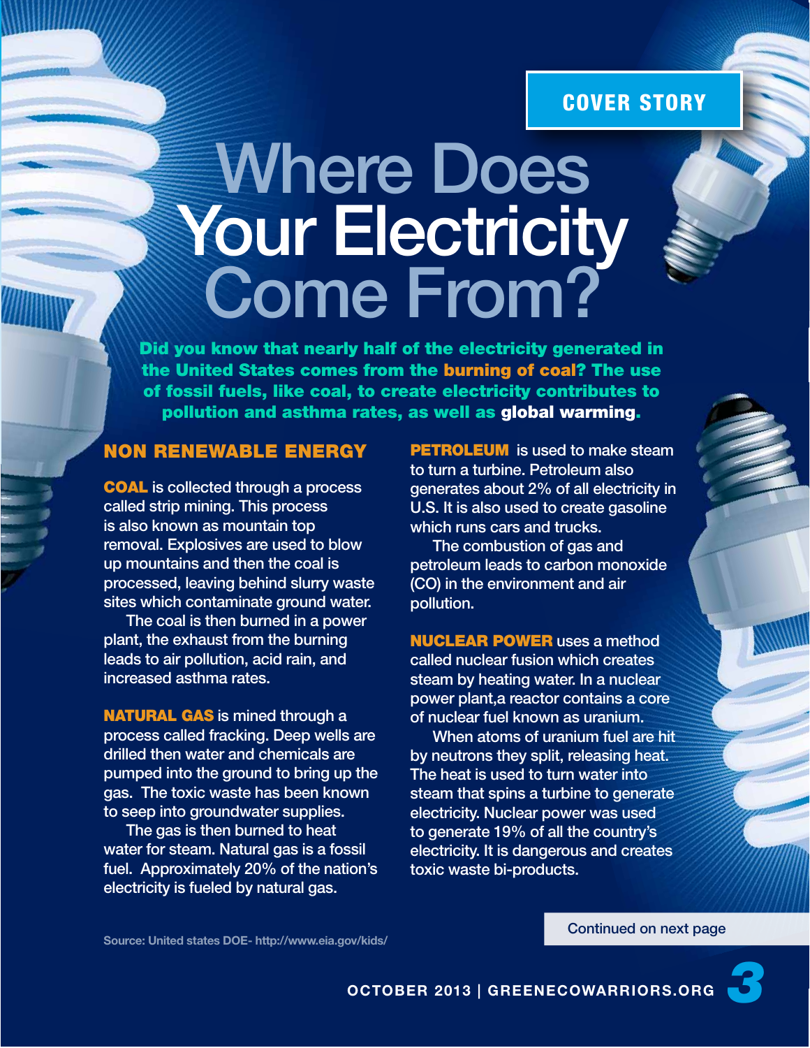COVER STORY

# Where Does Your Electricity Come From?

**Did you know that nearly half of the electricity generated in the United States comes from the burning of coal? The use of fossil fuels, like coal, to create electricity contributes to pollution and asthma rates, as well as global warming.**

## NON RENEWABLE ENERGY

**COAL** is collected through a process called strip mining. This process is also known as mountain top removal. Explosives are used to blow up mountains and then the coal is processed, leaving behind slurry waste sites which contaminate ground water.

The coal is then burned in a power plant, the exhaust from the burning leads to air pollution, acid rain, and increased asthma rates.

**NATURAL GAS** is mined through a process called fracking. Deep wells are drilled then water and chemicals are pumped into the ground to bring up the gas. The toxic waste has been known to seep into groundwater supplies.

The gas is then burned to heat water for steam. Natural gas is a fossil fuel. Approximately 20% of the nation's electricity is fueled by natural gas.

**PETROLEUM** is used to make steam to turn a turbine. Petroleum also generates about 2% of all electricity in U.S. It is also used to create gasoline which runs cars and trucks.

The combustion of gas and petroleum leads to carbon monoxide (CO) in the environment and air pollution.

**NUCLEAR POWER** uses a method called nuclear fusion which creates steam by heating water. In a nuclear power plant,a reactor contains a core of nuclear fuel known as uranium.

When atoms of uranium fuel are hit by neutrons they split, releasing heat. The heat is used to turn water into steam that spins a turbine to generate electricity. Nuclear power was used to generate 19% of all the country's electricity. It is dangerous and creates toxic waste bi-products.

Continued on next page

Source: United states DOE- http://www.eia.gov/kids/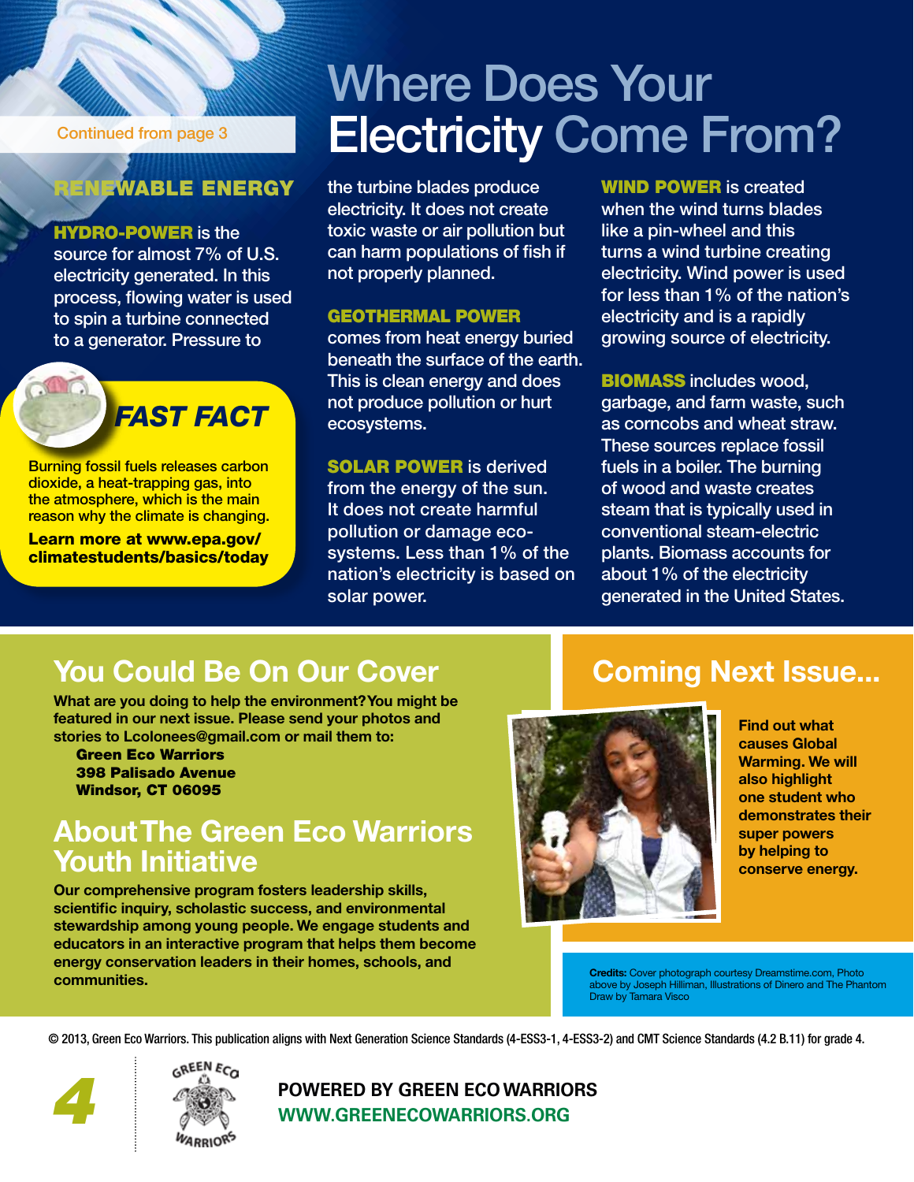Continued from page 3

# Where Does Your Electricity Come From?

## RENEWABLE ENERGY

**HYDRO-POWER** is the source for almost 7% of U.S. electricity generated. In this process, flowing water is used to spin a turbine connected to a generator. Pressure to the turbine blades produce electricity. It does not create toxic waste or air pollution but can harm populations of fish if not properly planned.

**GEOTHERMAL POWER** comes from heat energy buried beneath the surface of the earth. This is clean energy and does not produce pollution or hurt ecosystems.

**SOLAR POWER** is derived from the energy of the sun. It does not create harmful pollution or damage eco-systems. Less than 1% of the nation's electricity is based on solar power.

**WIND POWER** is created when the wind turns blades like a pin-wheel and this turns a wind turbine creating electricity. Wind power is used for less than 1% of the nation's electricity and is a rapidly growing source of electricity.

**BIOMASS** includes wood, garbage, and farm waste, such as corncobs and wheat straw. These sources replace fossil fuels in a boiler. The burning of wood and waste creates steam that is typically used in conventional steam-electric plants. Biomass accounts for about 1% of the electricity generated in the United States.

### *FAST FACT*

Burning fossil fuels releases carbon dioxide, a heat-trapping gas, into the atmosphere, which is the main reason why the climate is changing.

**Learn more at www.epa.gov/climatestudents/basics/today**

## You Could Be On Our Cover

**What are you doing to help the environment? You might be featured in our next issue. Please send your photos and stories to Lcolonees@gmail.com or mail them to:**

**Green Eco Warriors**
**398 Palisado Avenue**
**Windsor, CT 06095**

## About The Green Eco Warriors Youth Initiative

**Our comprehensive program fosters leadership skills, scientific inquiry, scholastic success, and environmental stewardship among young people. We engage students and educators in an interactive program that helps them become energy conservation leaders in their homes, schools, and communities.**

## Coming Next Issue...

**Find out what causes Global Warming. We will also highlight one student who demonstrates their super powers by helping to conserve energy.**

**Credits:** Cover photograph courtesy Dreamstime.com, Photo above by Joseph Hilliman, Illustrations of Dinero and The Phantom Draw by Tamara Visco

© 2013, Green Eco Warriors. This publication aligns with Next Generation Science Standards (4-ESS3-1, 4-ESS3-2) and CMT Science Standards (4.2 B.11) for grade 4.

GREEN ECO WARRIORS

**POWERED BY GREEN ECO WARRIORS**
**WWW.GREENECOWARRIORS.ORG**